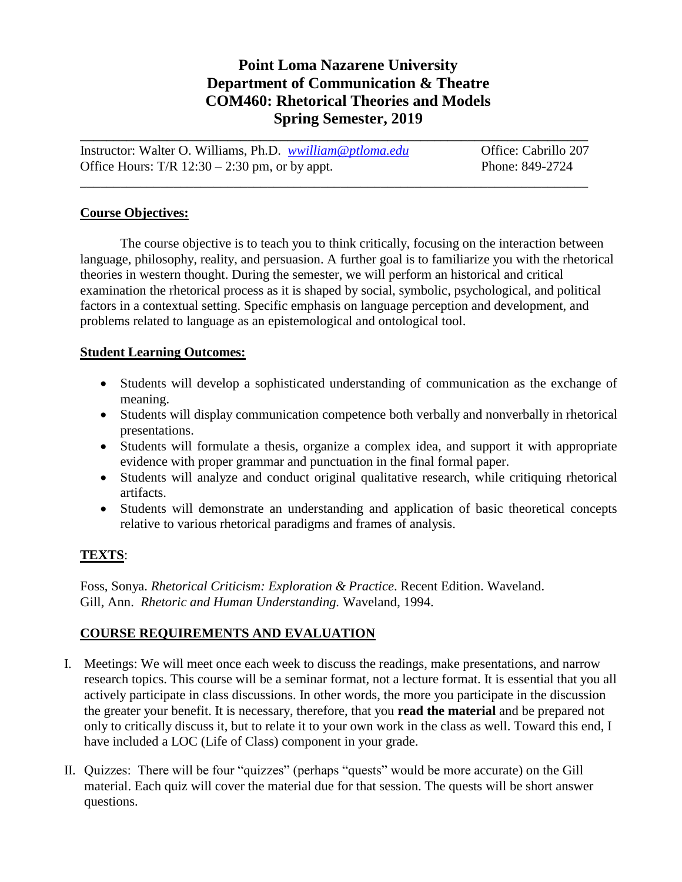# Point Loma Nazarene University
# Department of Communication & Theatre
# COM460: Rhetorical Theories and Models
# Spring Semester, 2019

---

Instructor: Walter O. Williams, Ph.D. *wwilliam@ptloma.edu* Office: Cabrillo 207
Office Hours: T/R 12:30 – 2:30 pm, or by appt. Phone: 849-2724

---

## Course Objectives:

The course objective is to teach you to think critically, focusing on the interaction between language, philosophy, reality, and persuasion. A further goal is to familiarize you with the rhetorical theories in western thought. During the semester, we will perform an historical and critical examination the rhetorical process as it is shaped by social, symbolic, psychological, and political factors in a contextual setting. Specific emphasis on language perception and development, and problems related to language as an epistemological and ontological tool.

## Student Learning Outcomes:

- Students will develop a sophisticated understanding of communication as the exchange of meaning.
- Students will display communication competence both verbally and nonverbally in rhetorical presentations.
- Students will formulate a thesis, organize a complex idea, and support it with appropriate evidence with proper grammar and punctuation in the final formal paper.
- Students will analyze and conduct original qualitative research, while critiquing rhetorical artifacts.
- Students will demonstrate an understanding and application of basic theoretical concepts relative to various rhetorical paradigms and frames of analysis.

## TEXTS:

Foss, Sonya. *Rhetorical Criticism: Exploration & Practice*. Recent Edition. Waveland.
Gill, Ann. *Rhetoric and Human Understanding.* Waveland, 1994.

## COURSE REQUIREMENTS AND EVALUATION

I. Meetings: We will meet once each week to discuss the readings, make presentations, and narrow research topics. This course will be a seminar format, not a lecture format. It is essential that you all actively participate in class discussions. In other words, the more you participate in the discussion the greater your benefit. It is necessary, therefore, that you **read the material** and be prepared not only to critically discuss it, but to relate it to your own work in the class as well. Toward this end, I have included a LOC (Life of Class) component in your grade.

II. Quizzes: There will be four "quizzes" (perhaps "quests" would be more accurate) on the Gill material. Each quiz will cover the material due for that session. The quests will be short answer questions.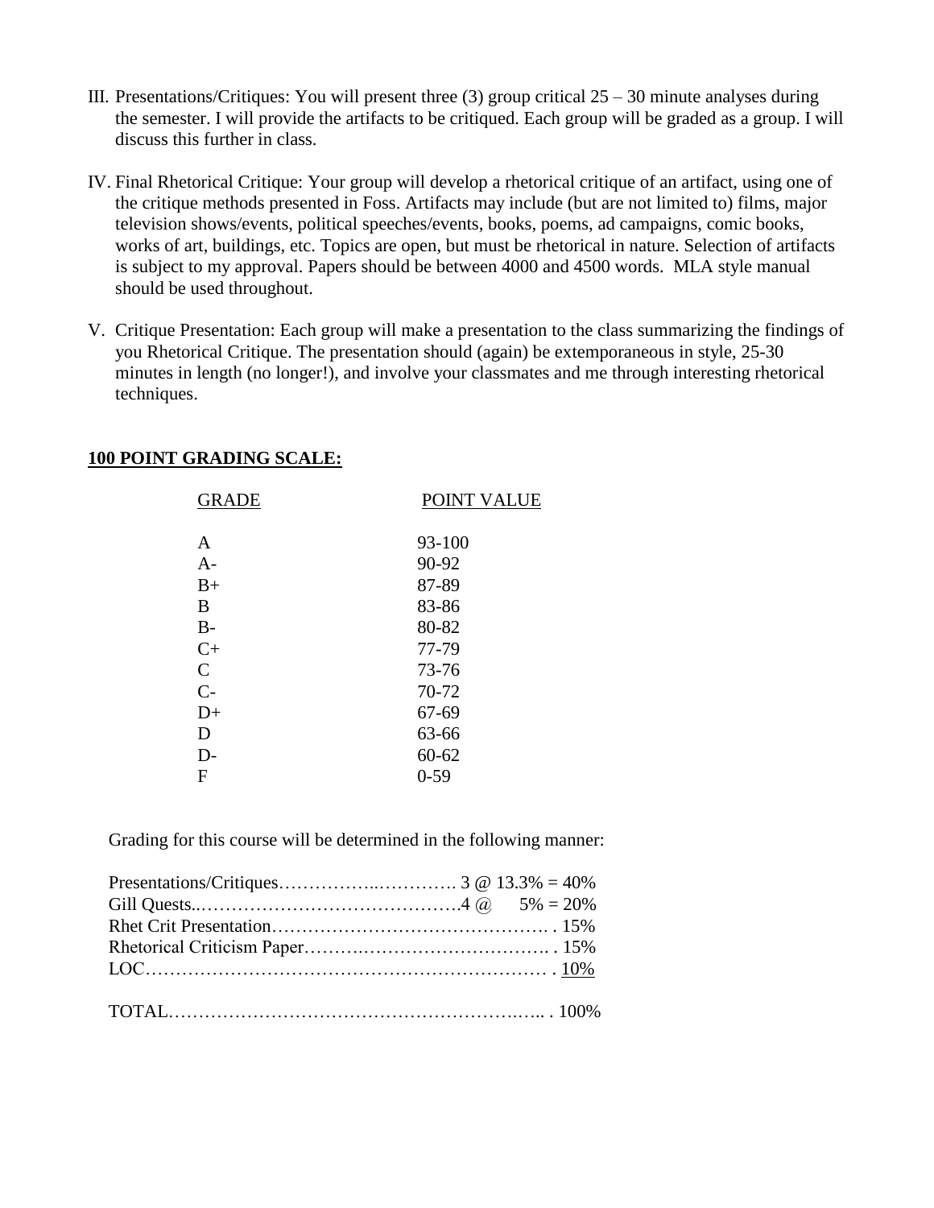III. Presentations/Critiques: You will present three (3) group critical 25 – 30 minute analyses during the semester. I will provide the artifacts to be critiqued. Each group will be graded as a group. I will discuss this further in class.

IV. Final Rhetorical Critique: Your group will develop a rhetorical critique of an artifact, using one of the critique methods presented in Foss. Artifacts may include (but are not limited to) films, major television shows/events, political speeches/events, books, poems, ad campaigns, comic books, works of art, buildings, etc. Topics are open, but must be rhetorical in nature. Selection of artifacts is subject to my approval. Papers should be between 4000 and 4500 words. MLA style manual should be used throughout.

V. Critique Presentation: Each group will make a presentation to the class summarizing the findings of you Rhetorical Critique. The presentation should (again) be extemporaneous in style, 25-30 minutes in length (no longer!), and involve your classmates and me through interesting rhetorical techniques.

**100 POINT GRADING SCALE:**

| GRADE | POINT VALUE |
|---|---|
| A | 93-100 |
| A- | 90-92 |
| B+ | 87-89 |
| B | 83-86 |
| B- | 80-82 |
| C+ | 77-79 |
| C | 73-76 |
| C- | 70-72 |
| D+ | 67-69 |
| D | 63-66 |
| D- | 60-62 |
| F | 0-59 |

Grading for this course will be determined in the following manner:

| Component | Weight |
|---|---|
| Presentations/Critiques | 3 @ 13.3% = 40% |
| Gill Quests | 4 @ 5% = 20% |
| Rhet Crit Presentation | 15% |
| Rhetorical Criticism Paper | 15% |
| LOC | 10% |
| TOTAL | 100% |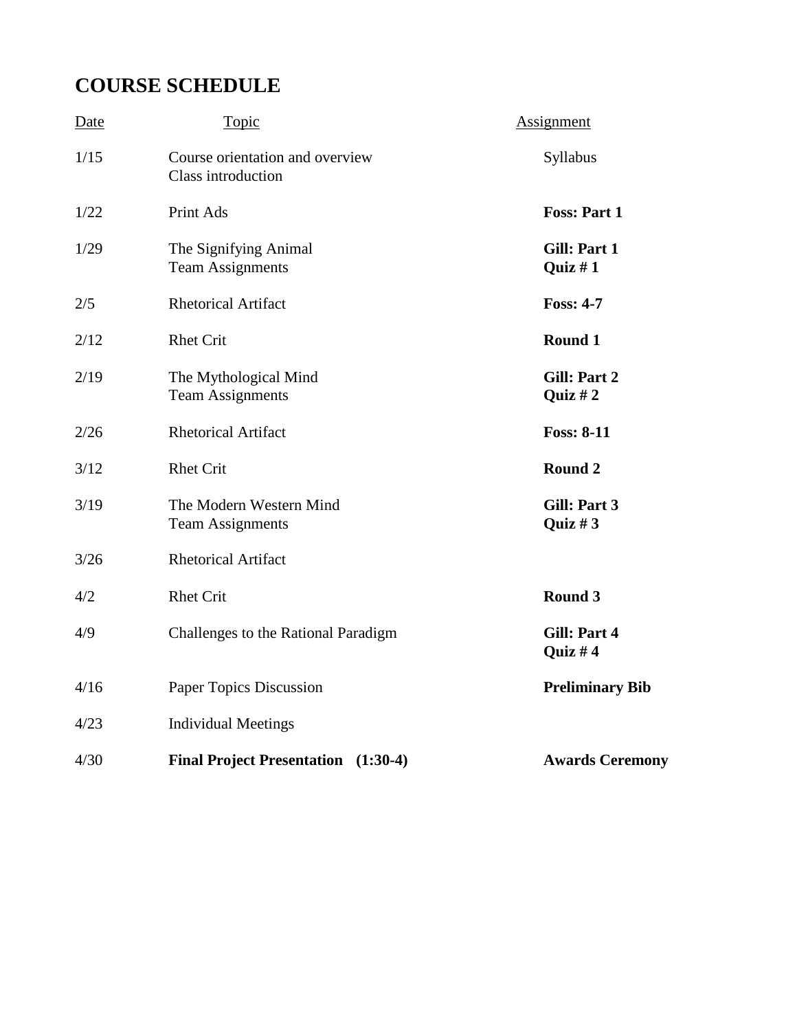# COURSE SCHEDULE

| Date | Topic | Assignment |
|---|---|---|
| 1/15 | Course orientation and overview<br>Class introduction | Syllabus |
| 1/22 | Print Ads | **Foss: Part 1** |
| 1/29 | The Signifying Animal<br>Team Assignments | **Gill: Part 1**<br>**Quiz # 1** |
| 2/5 | Rhetorical Artifact | **Foss: 4-7** |
| 2/12 | Rhet Crit | **Round 1** |
| 2/19 | The Mythological Mind<br>Team Assignments | **Gill: Part 2**<br>**Quiz # 2** |
| 2/26 | Rhetorical Artifact | **Foss: 8-11** |
| 3/12 | Rhet Crit | **Round 2** |
| 3/19 | The Modern Western Mind<br>Team Assignments | **Gill: Part 3**<br>**Quiz # 3** |
| 3/26 | Rhetorical Artifact | |
| 4/2 | Rhet Crit | **Round 3** |
| 4/9 | Challenges to the Rational Paradigm | **Gill: Part 4**<br>**Quiz # 4** |
| 4/16 | Paper Topics Discussion | **Preliminary Bib** |
| 4/23 | Individual Meetings | |
| 4/30 | **Final Project Presentation (1:30-4)** | **Awards Ceremony** |